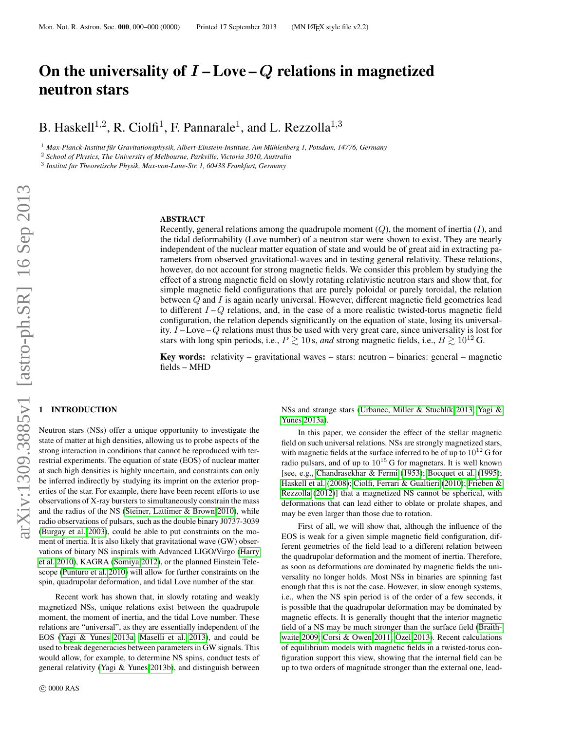# On the universality of $I$ – Love – $Q$ relations in magnetized neutron stars

B. Haskell[1,2], R. Ciolfi[1], F. Pannarale[1], and L. Rezzolla[1,3]

[1] Max-Planck-Institut für Gravitationsphysik, Albert-Einstein-Institute, Am Mühlenberg 1, Potsdam, 14776, Germany
[2] School of Physics, The University of Melbourne, Parkville, Victoria 3010, Australia
[3] Institut für Theoretische Physik, Max-von-Laue-Str. 1, 60438 Frankfurt, Germany

## ABSTRACT

Recently, general relations among the quadrupole moment ($Q$), the moment of inertia ($I$), and the tidal deformability (Love number) of a neutron star were shown to exist. They are nearly independent of the nuclear matter equation of state and would be of great aid in extracting parameters from observed gravitational-waves and in testing general relativity. These relations, however, do not account for strong magnetic fields. We consider this problem by studying the effect of a strong magnetic field on slowly rotating relativistic neutron stars and show that, for simple magnetic field configurations that are purely poloidal or purely toroidal, the relation between $Q$ and $I$ is again nearly universal. However, different magnetic field geometries lead to different $I$ – $Q$ relations, and, in the case of a more realistic twisted-torus magnetic field configuration, the relation depends significantly on the equation of state, losing its universality. $I$ – Love – $Q$ relations must thus be used with very great care, since universality is lost for stars with long spin periods, i.e., $P \gtrsim 10\,\mathrm{s}$, *and* strong magnetic fields, i.e., $B \gtrsim 10^{12}\,\mathrm{G}$.

**Key words:** relativity – gravitational waves – stars: neutron – binaries: general – magnetic fields – MHD

## 1 INTRODUCTION

Neutron stars (NSs) offer a unique opportunity to investigate the state of matter at high densities, allowing us to probe aspects of the strong interaction in conditions that cannot be reproduced with terrestrial experiments. The equation of state (EOS) of nuclear matter at such high densities is highly uncertain, and constraints can only be inferred indirectly by studying its imprint on the exterior properties of the star. For example, there have been recent efforts to use observations of X-ray bursters to simultaneously constrain the mass and the radius of the NS (Steiner, Lattimer & Brown 2010), while radio observations of pulsars, such as the double binary J0737-3039 (Burgay et al. 2003), could be able to put constraints on the moment of inertia. It is also likely that gravitational wave (GW) observations of binary NS inspirals with Advanced LIGO/Virgo (Harry et al. 2010), KAGRA (Somiya 2012), or the planned Einstein Telescope (Punturo et al. 2010) will allow for further constraints on the spin, quadrupolar deformation, and tidal Love number of the star.

Recent work has shown that, in slowly rotating and weakly magnetized NSs, unique relations exist between the quadrupole moment, the moment of inertia, and the tidal Love number. These relations are "universal", as they are essentially independent of the EOS (Yagi & Yunes 2013a; Maselli et al. 2013), and could be used to break degeneracies between parameters in GW signals. This would allow, for example, to determine NS spins, conduct tests of general relativity (Yagi & Yunes 2013b), and distinguish between NSs and strange stars (Urbanec, Miller & Stuchlík 2013; Yagi & Yunes 2013a).

In this paper, we consider the effect of the stellar magnetic field on such universal relations. NSs are strongly magnetized stars, with magnetic fields at the surface inferred to be of up to $10^{12}$ G for radio pulsars, and of up to $10^{15}$ G for magnetars. It is well known [see, e.g., Chandrasekhar & Fermi (1953); Bocquet et al. (1995); Haskell et al. (2008); Ciolfi, Ferrari & Gualtieri (2010); Frieben & Rezzolla (2012)] that a magnetized NS cannot be spherical, with deformations that can lead either to oblate or prolate shapes, and may be even larger than those due to rotation.

First of all, we will show that, although the influence of the EOS is weak for a given simple magnetic field configuration, different geometries of the field lead to a different relation between the quadrupolar deformation and the moment of inertia. Therefore, as soon as deformations are dominated by magnetic fields the universality no longer holds. Most NSs in binaries are spinning fast enough that this is not the case. However, in slow enough systems, i.e., when the NS spin period is of the order of a few seconds, it is possible that the quadrupolar deformation may be dominated by magnetic effects. It is generally thought that the interior magnetic field of a NS may be much stronger than the surface field (Braithwaite 2009; Corsi & Owen 2011; Özel 2013). Recent calculations of equilibrium models with magnetic fields in a twisted-torus configuration support this view, showing that the internal field can be up to two orders of magnitude stronger than the external one, lead-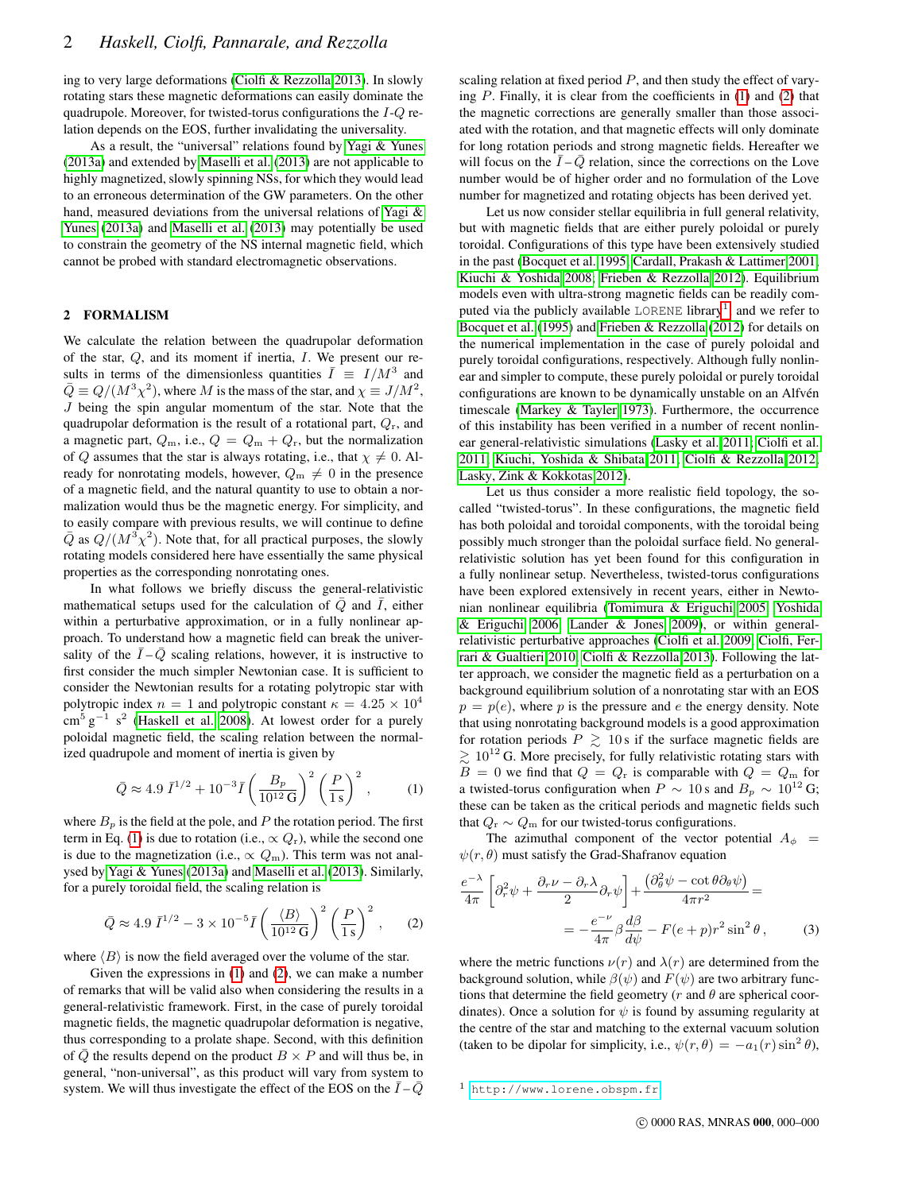ing to very large deformations (Ciolfi & Rezzolla 2013). In slowly rotating stars these magnetic deformations can easily dominate the quadrupole. Moreover, for twisted-torus configurations the $I$-$Q$ relation depends on the EOS, further invalidating the universality.

As a result, the "universal" relations found by Yagi & Yunes (2013a) and extended by Maselli et al. (2013) are not applicable to highly magnetized, slowly spinning NSs, for which they would lead to an erroneous determination of the GW parameters. On the other hand, measured deviations from the universal relations of Yagi & Yunes (2013a) and Maselli et al. (2013) may potentially be used to constrain the geometry of the NS internal magnetic field, which cannot be probed with standard electromagnetic observations.

## 2 FORMALISM

We calculate the relation between the quadrupolar deformation of the star, $Q$, and its moment if inertia, $I$. We present our results in terms of the dimensionless quantities $\bar{I} \equiv I/M^3$ and $\bar{Q} \equiv Q/(M^3\chi^2)$, where $M$ is the mass of the star, and $\chi \equiv J/M^2$, $J$ being the spin angular momentum of the star. Note that the quadrupolar deformation is the result of a rotational part, $Q_{\rm r}$, and a magnetic part, $Q_{\rm m}$, i.e., $Q = Q_{\rm m} + Q_{\rm r}$, but the normalization of $Q$ assumes that the star is always rotating, i.e., that $\chi \neq 0$. Already for nonrotating models, however, $Q_{\rm m} \neq 0$ in the presence of a magnetic field, and the natural quantity to use to obtain a normalization would thus be the magnetic energy. For simplicity, and to easily compare with previous results, we will continue to define $\bar{Q}$ as $Q/(M^3\chi^2)$. Note that, for all practical purposes, the slowly rotating models considered here have essentially the same physical properties as the corresponding nonrotating ones.

In what follows we briefly discuss the general-relativistic mathematical setups used for the calculation of $\bar{Q}$ and $\bar{I}$, either within a perturbative approximation, or in a fully nonlinear approach. To understand how a magnetic field can break the universality of the $\bar{I}-\bar{Q}$ scaling relations, however, it is instructive to first consider the much simpler Newtonian case. It is sufficient to consider the Newtonian results for a rotating polytropic star with polytropic index $n = 1$ and polytropic constant $\kappa = 4.25 \times 10^4$ cm$^5$ g$^{-1}$ s$^2$ (Haskell et al. 2008). At lowest order for a purely poloidal magnetic field, the scaling relation between the normalized quadrupole and moment of inertia is given by

$$\bar{Q} \approx 4.9\, \bar{I}^{1/2} + 10^{-3}\bar{I}\left(\frac{B_p}{10^{12}\,{\rm G}}\right)^2\left(\frac{P}{1\,{\rm s}}\right)^2 , \qquad (1)$$

where $B_p$ is the field at the pole, and $P$ the rotation period. The first term in Eq. (1) is due to rotation (i.e., $\propto Q_{\rm r}$), while the second one is due to the magnetization (i.e., $\propto Q_{\rm m}$). This term was not analysed by Yagi & Yunes (2013a) and Maselli et al. (2013). Similarly, for a purely toroidal field, the scaling relation is

$$\bar{Q} \approx 4.9\, \bar{I}^{1/2} - 3\times 10^{-5}\bar{I}\left(\frac{\langle B\rangle}{10^{12}\,{\rm G}}\right)^2\left(\frac{P}{1\,{\rm s}}\right)^2 , \qquad (2)$$

where $\langle B\rangle$ is now the field averaged over the volume of the star.

Given the expressions in (1) and (2), we can make a number of remarks that will be valid also when considering the results in a general-relativistic framework. First, in the case of purely toroidal magnetic fields, the magnetic quadrupolar deformation is negative, thus corresponding to a prolate shape. Second, with this definition of $\bar{Q}$ the results depend on the product $B \times P$ and will thus be, in general, "non-universal", as this product will vary from system to system. We will thus investigate the effect of the EOS on the $\bar{I}-\bar{Q}$ scaling relation at fixed period $P$, and then study the effect of varying $P$. Finally, it is clear from the coefficients in (1) and (2) that the magnetic corrections are generally smaller than those associated with the rotation, and that magnetic effects will only dominate for long rotation periods and strong magnetic fields. Hereafter we will focus on the $\bar{I}-\bar{Q}$ relation, since the corrections on the Love number would be of higher order and no formulation of the Love number for magnetized and rotating objects has been derived yet.

Let us now consider stellar equilibria in full general relativity, but with magnetic fields that are either purely poloidal or purely toroidal. Configurations of this type have been extensively studied in the past (Bocquet et al. 1995; Cardall, Prakash & Lattimer 2001; Kiuchi & Yoshida 2008; Frieben & Rezzolla 2012). Equilibrium models even with ultra-strong magnetic fields can be readily computed via the publicly available LORENE library[1], and we refer to Bocquet et al. (1995) and Frieben & Rezzolla (2012) for details on the numerical implementation in the case of purely poloidal and purely toroidal configurations, respectively. Although fully nonlinear and simpler to compute, these purely poloidal or purely toroidal configurations are known to be dynamically unstable on an Alfvén timescale (Markey & Tayler 1973). Furthermore, the occurrence of this instability has been verified in a number of recent nonlinear general-relativistic simulations (Lasky et al. 2011; Ciolfi et al. 2011; Kiuchi, Yoshida & Shibata 2011; Ciolfi & Rezzolla 2012; Lasky, Zink & Kokkotas 2012).

Let us thus consider a more realistic field topology, the so-called "twisted-torus". In these configurations, the magnetic field has both poloidal and toroidal components, with the toroidal being possibly much stronger than the poloidal surface field. No general-relativistic solution has yet been found for this configuration in a fully nonlinear setup. Nevertheless, twisted-torus configurations have been explored extensively in recent years, either in Newtonian nonlinear equilibria (Tomimura & Eriguchi 2005; Yoshida & Eriguchi 2006; Lander & Jones 2009), or within general-relativistic perturbative approaches (Ciolfi et al. 2009; Ciolfi, Ferrari & Gualtieri 2010; Ciolfi & Rezzolla 2013). Following the latter approach, we consider the magnetic field as a perturbation on a background equilibrium solution of a nonrotating star with an EOS $p = p(e)$, where $p$ is the pressure and $e$ the energy density. Note that using nonrotating background models is a good approximation for rotation periods $P \gtrsim 10$ s if the surface magnetic fields are $\gtrsim 10^{12}$ G. More precisely, for fully relativistic rotating stars with $B = 0$ we find that $Q = Q_{\rm r}$ is comparable with $Q = Q_{\rm m}$ for a twisted-torus configuration when $P \sim 10$ s and $B_p \sim 10^{12}$ G; these can be taken as the critical periods and magnetic fields such that $Q_{\rm r} \sim Q_{\rm m}$ for our twisted-torus configurations.

The azimuthal component of the vector potential $A_\phi = \psi(r,\theta)$ must satisfy the Grad-Shafranov equation

$$\frac{e^{-\lambda}}{4\pi}\left[\partial_r^2\psi + \frac{\partial_r\nu - \partial_r\lambda}{2}\partial_r\psi\right] + \frac{\left(\partial_\theta^2\psi - \cot\theta\,\partial_\theta\psi\right)}{4\pi r^2} = -\frac{e^{-\nu}}{4\pi}\beta\frac{d\beta}{d\psi} - F(e+p)r^2\sin^2\theta\,, \qquad (3)$$

where the metric functions $\nu(r)$ and $\lambda(r)$ are determined from the background solution, while $\beta(\psi)$ and $F(\psi)$ are two arbitrary functions that determine the field geometry ($r$ and $\theta$ are spherical coordinates). Once a solution for $\psi$ is found by assuming regularity at the centre of the star and matching to the external vacuum solution (taken to be dipolar for simplicity, i.e., $\psi(r,\theta) = -a_1(r)\sin^2\theta$),

[1] http://www.lorene.obspm.fr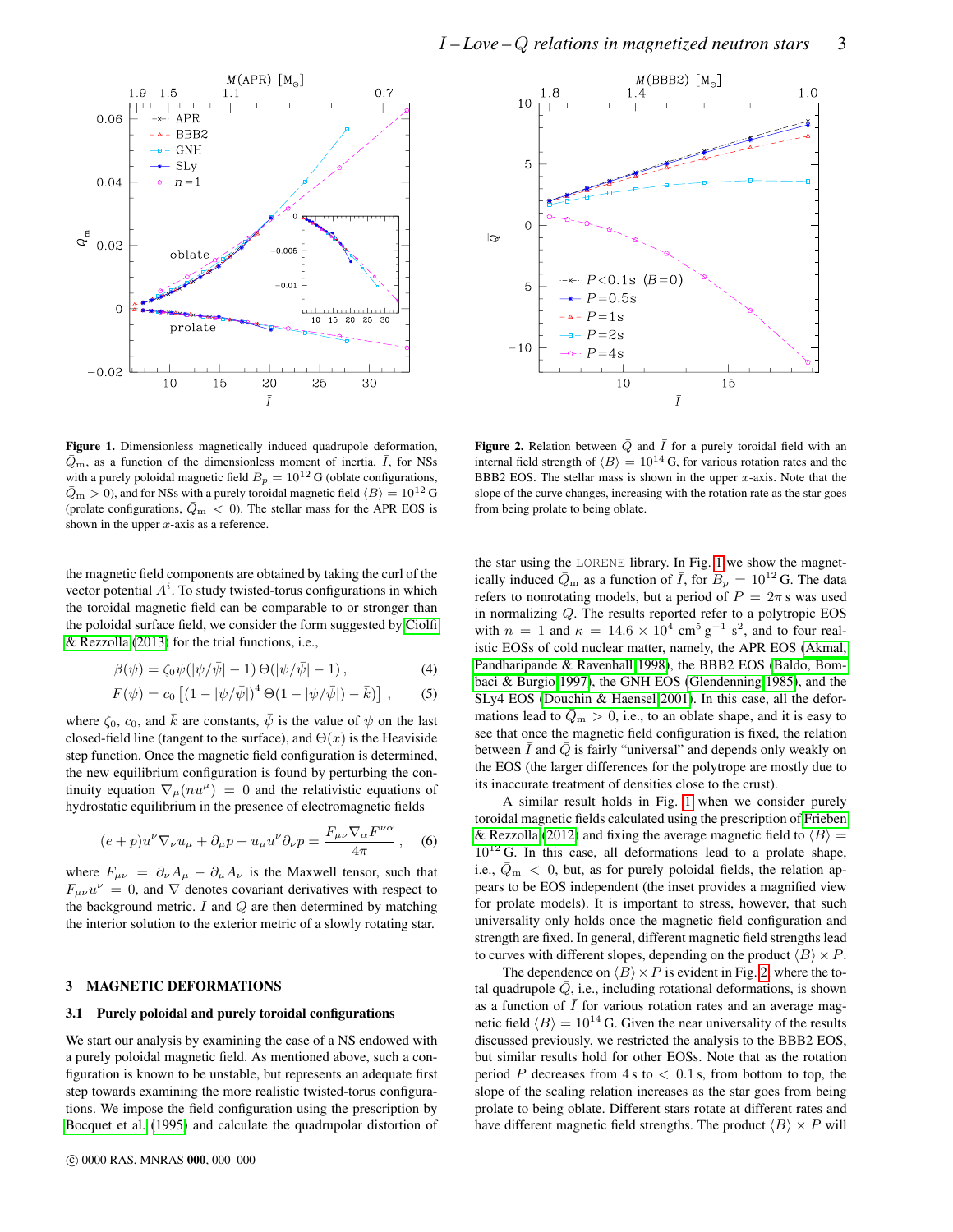**Figure 1.** Dimensionless magnetically induced quadrupole deformation, $\bar{Q}_{\rm m}$, as a function of the dimensionless moment of inertia, $\bar{I}$, for NSs with a purely poloidal magnetic field $B_p = 10^{12}$ G (oblate configurations, $\bar{Q}_{\rm m} > 0$), and for NSs with a purely toroidal magnetic field $\langle B \rangle = 10^{12}$ G (prolate configurations, $\bar{Q}_{\rm m} < 0$). The stellar mass for the APR EOS is shown in the upper $x$-axis as a reference.

**Figure 2.** Relation between $\bar{Q}$ and $\bar{I}$ for a purely toroidal field with an internal field strength of $\langle B \rangle = 10^{14}$ G, for various rotation rates and the BBB2 EOS. The stellar mass is shown in the upper $x$-axis. Note that the slope of the curve changes, increasing with the rotation rate as the star goes from being prolate to being oblate.

the magnetic field components are obtained by taking the curl of the vector potential $A^i$. To study twisted-torus configurations in which the toroidal magnetic field can be comparable to or stronger than the poloidal surface field, we consider the form suggested by Ciolfi & Rezzolla (2013) for the trial functions, i.e.,

$$\beta(\psi) = \zeta_0 \psi (|\psi/\bar{\psi}| - 1)\, \Theta(|\psi/\bar{\psi}| - 1)\,, \tag{4}$$

$$F(\psi) = c_0 \left[ (1 - |\psi/\bar{\psi}|)^4\, \Theta(1 - |\psi/\bar{\psi}|) - \bar{k} \right]\,, \tag{5}$$

where $\zeta_0$, $c_0$, and $\bar{k}$ are constants, $\bar{\psi}$ is the value of $\psi$ on the last closed-field line (tangent to the surface), and $\Theta(x)$ is the Heaviside step function. Once the magnetic field configuration is determined, the new equilibrium configuration is found by perturbing the continuity equation $\nabla_\mu(nu^\mu) = 0$ and the relativistic equations of hydrostatic equilibrium in the presence of electromagnetic fields

$$(e+p)u^\nu \nabla_\nu u_\mu + \partial_\mu p + u_\mu u^\nu \partial_\nu p = \frac{F_{\mu\nu} \nabla_\alpha F^{\nu\alpha}}{4\pi}\,, \tag{6}$$

where $F_{\mu\nu} = \partial_\nu A_\mu - \partial_\mu A_\nu$ is the Maxwell tensor, such that $F_{\mu\nu} u^\nu = 0$, and $\nabla$ denotes covariant derivatives with respect to the background metric. $I$ and $Q$ are then determined by matching the interior solution to the exterior metric of a slowly rotating star.

## 3 MAGNETIC DEFORMATIONS

### 3.1 Purely poloidal and purely toroidal configurations

We start our analysis by examining the case of a NS endowed with a purely poloidal magnetic field. As mentioned above, such a configuration is known to be unstable, but represents an adequate first step towards examining the more realistic twisted-torus configurations. We impose the field configuration using the prescription by Bocquet et al. (1995) and calculate the quadrupolar distortion of the star using the LORENE library. In Fig. 1 we show the magnetically induced $\bar{Q}_{\rm m}$ as a function of $\bar{I}$, for $B_p = 10^{12}$ G. The data refers to nonrotating models, but a period of $P = 2\pi$ s was used in normalizing $Q$. The results reported refer to a polytropic EOS with $n = 1$ and $\kappa = 14.6 \times 10^4$ cm$^5$ g$^{-1}$ s$^2$, and to four realistic EOSs of cold nuclear matter, namely, the APR EOS (Akmal, Pandharipande & Ravenhall 1998), the BBB2 EOS (Baldo, Bombaci & Burgio 1997), the GNH EOS (Glendenning 1985), and the SLy4 EOS (Douchin & Haensel 2001). In this case, all the deformations lead to $\bar{Q}_{\rm m} > 0$, i.e., to an oblate shape, and it is easy to see that once the magnetic field configuration is fixed, the relation between $\bar{I}$ and $\bar{Q}$ is fairly "universal" and depends only weakly on the EOS (the larger differences for the polytrope are mostly due to its inaccurate treatment of densities close to the crust).

A similar result holds in Fig. 1 when we consider purely toroidal magnetic fields calculated using the prescription of Frieben & Rezzolla (2012) and fixing the average magnetic field to $\langle B \rangle = 10^{12}$ G. In this case, all deformations lead to a prolate shape, i.e., $\bar{Q}_{\rm m} < 0$, but, as for purely poloidal fields, the relation appears to be EOS independent (the inset provides a magnified view for prolate models). It is important to stress, however, that such universality only holds once the magnetic field configuration and strength are fixed. In general, different magnetic field strengths lead to curves with different slopes, depending on the product $\langle B \rangle \times P$.

The dependence on $\langle B \rangle \times P$ is evident in Fig. 2, where the total quadrupole $\bar{Q}$, i.e., including rotational deformations, is shown as a function of $\bar{I}$ for various rotation rates and an average magnetic field $\langle B \rangle = 10^{14}$ G. Given the near universality of the results discussed previously, we restricted the analysis to the BBB2 EOS, but similar results hold for other EOSs. Note that as the rotation period $P$ decreases from 4 s to $< 0.1$ s, from bottom to top, the slope of the scaling relation increases as the star goes from being prolate to being oblate. Different stars rotate at different rates and have different magnetic field strengths. The product $\langle B \rangle \times P$ will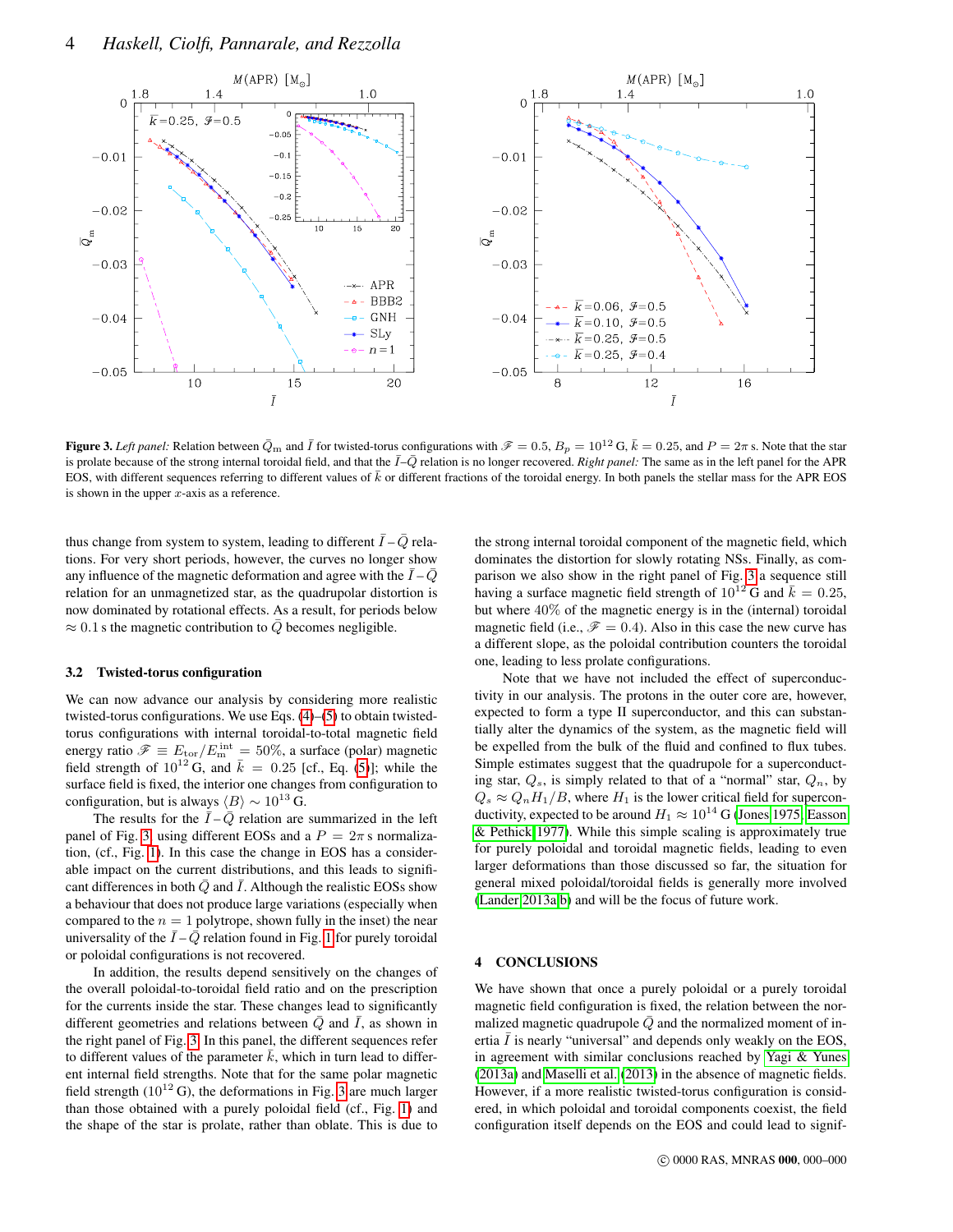**Figure 3.** *Left panel:* Relation between $\bar{Q}_{\rm m}$ and $\bar{I}$ for twisted-torus configurations with $\mathscr{F} = 0.5$, $B_p = 10^{12}$ G, $\bar{k} = 0.25$, and $P = 2\pi$ s. Note that the star is prolate because of the strong internal toroidal field, and that the $\bar{I}$–$\bar{Q}$ relation is no longer recovered. *Right panel:* The same as in the left panel for the APR EOS, with different sequences referring to different values of $\bar{k}$ or different fractions of the toroidal energy. In both panels the stellar mass for the APR EOS is shown in the upper $x$-axis as a reference.

thus change from system to system, leading to different $\bar{I}-\bar{Q}$ relations. For very short periods, however, the curves no longer show any influence of the magnetic deformation and agree with the $\bar{I}-\bar{Q}$ relation for an unmagnetized star, as the quadrupolar distortion is now dominated by rotational effects. As a result, for periods below $\approx 0.1$ s the magnetic contribution to $\bar{Q}$ becomes negligible.

### 3.2 Twisted-torus configuration

We can now advance our analysis by considering more realistic twisted-torus configurations. We use Eqs. (4)–(5) to obtain twisted-torus configurations with internal toroidal-to-total magnetic field energy ratio $\mathscr{F} \equiv E_{\rm tor}/E_{\rm m}^{\rm int} = 50\%$, a surface (polar) magnetic field strength of $10^{12}$ G, and $\bar{k} = 0.25$ [cf., Eq. (5)]; while the surface field is fixed, the interior one changes from configuration to configuration, but is always $\langle B \rangle \sim 10^{13}$ G.

The results for the $\bar{I}-\bar{Q}$ relation are summarized in the left panel of Fig. 3, using different EOSs and a $P = 2\pi$ s normalization, (cf., Fig. 1). In this case the change in EOS has a considerable impact on the current distributions, and this leads to significant differences in both $\bar{Q}$ and $\bar{I}$. Although the realistic EOSs show a behaviour that does not produce large variations (especially when compared to the $n = 1$ polytrope, shown fully in the inset) the near universality of the $\bar{I}-\bar{Q}$ relation found in Fig. 1 for purely toroidal or poloidal configurations is not recovered.

In addition, the results depend sensitively on the changes of the overall poloidal-to-toroidal field ratio and on the prescription for the currents inside the star. These changes lead to significantly different geometries and relations between $\bar{Q}$ and $\bar{I}$, as shown in the right panel of Fig. 3. In this panel, the different sequences refer to different values of the parameter $\bar{k}$, which in turn lead to different internal field strengths. Note that for the same polar magnetic field strength ($10^{12}$ G), the deformations in Fig. 3 are much larger than those obtained with a purely poloidal field (cf., Fig. 1) and the shape of the star is prolate, rather than oblate. This is due to the strong internal toroidal component of the magnetic field, which dominates the distortion for slowly rotating NSs. Finally, as comparison we also show in the right panel of Fig. 3 a sequence still having a surface magnetic field strength of $10^{12}$ G and $\bar{k} = 0.25$, but where 40% of the magnetic energy is in the (internal) toroidal magnetic field (i.e., $\mathscr{F} = 0.4$). Also in this case the new curve has a different slope, as the poloidal contribution counters the toroidal one, leading to less prolate configurations.

Note that we have not included the effect of superconductivity in our analysis. The protons in the outer core are, however, expected to form a type II superconductor, and this can substantially alter the dynamics of the system, as the magnetic field will be expelled from the bulk of the fluid and confined to flux tubes. Simple estimates suggest that the quadrupole for a superconducting star, $Q_s$, is simply related to that of a "normal" star, $Q_n$, by $Q_s \approx Q_n H_1/B$, where $H_1$ is the lower critical field for superconductivity, expected to be around $H_1 \approx 10^{14}$ G (Jones 1975; Easson & Pethick 1977). While this simple scaling is approximately true for purely poloidal and toroidal magnetic fields, leading to even larger deformations than those discussed so far, the situation for general mixed poloidal/toroidal fields is generally more involved (Lander 2013a,b) and will be the focus of future work.

## 4 CONCLUSIONS

We have shown that once a purely poloidal or a purely toroidal magnetic field configuration is fixed, the relation between the normalized magnetic quadrupole $\bar{Q}$ and the normalized moment of inertia $\bar{I}$ is nearly "universal" and depends only weakly on the EOS, in agreement with similar conclusions reached by Yagi & Yunes (2013a) and Maselli et al. (2013) in the absence of magnetic fields. However, if a more realistic twisted-torus configuration is considered, in which poloidal and toroidal components coexist, the field configuration itself depends on the EOS and could lead to signif-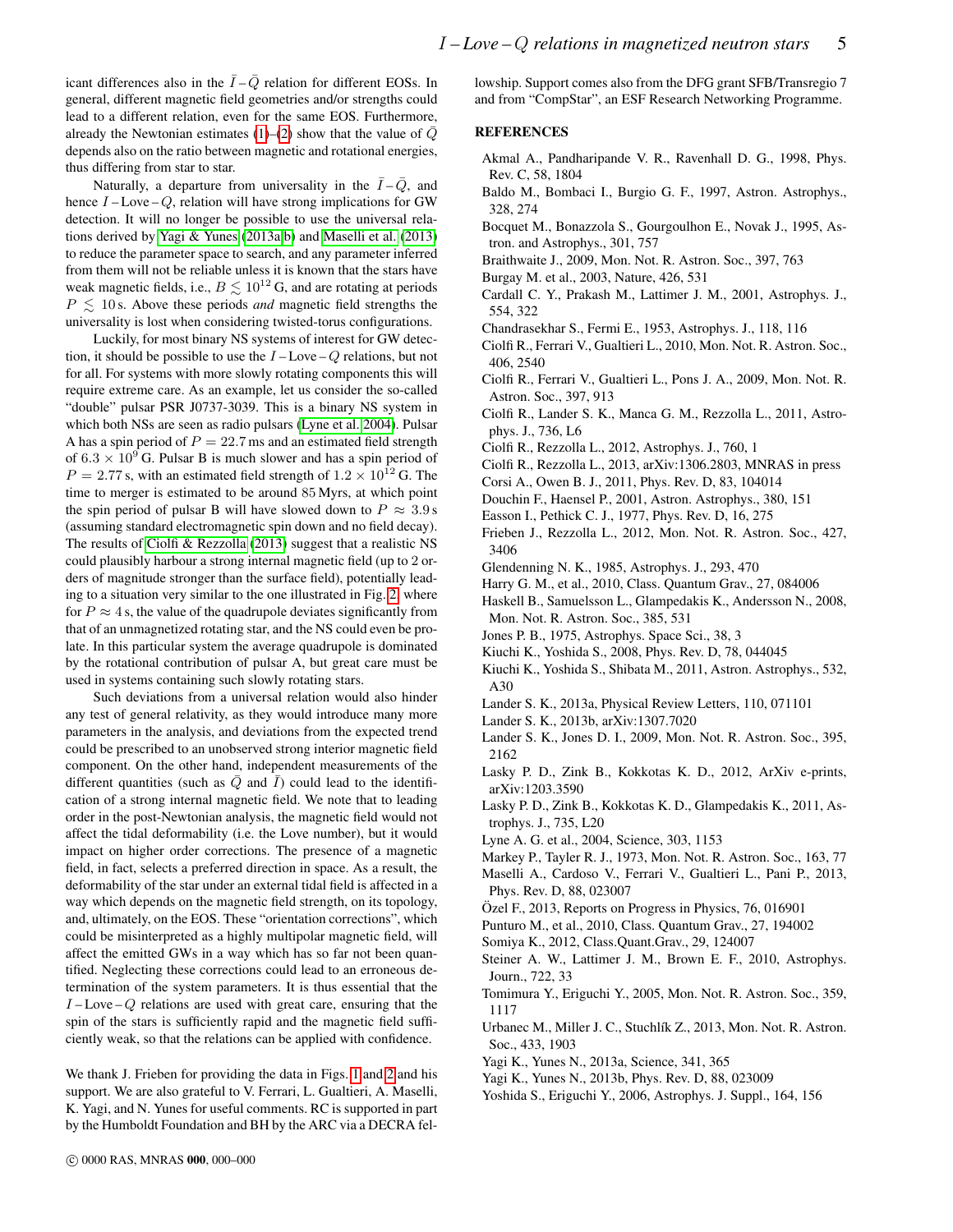icant differences also in the $\bar{I}-\bar{Q}$ relation for different EOSs. In general, different magnetic field geometries and/or strengths could lead to a different relation, even for the same EOS. Furthermore, already the Newtonian estimates (1)–(2) show that the value of $\bar{Q}$ depends also on the ratio between magnetic and rotational energies, thus differing from star to star.

Naturally, a departure from universality in the $\bar{I}-\bar{Q}$, and hence $I$ – Love – $Q$, relation will have strong implications for GW detection. It will no longer be possible to use the universal relations derived by Yagi & Yunes (2013a,b) and Maselli et al. (2013) to reduce the parameter space to search, and any parameter inferred from them will not be reliable unless it is known that the stars have weak magnetic fields, i.e., $B \lesssim 10^{12}$ G, and are rotating at periods $P \lesssim 10$ s. Above these periods *and* magnetic field strengths the universality is lost when considering twisted-torus configurations.

Luckily, for most binary NS systems of interest for GW detection, it should be possible to use the $I$ – Love – $Q$ relations, but not for all. For systems with more slowly rotating components this will require extreme care. As an example, let us consider the so-called "double" pulsar PSR J0737-3039. This is a binary NS system in which both NSs are seen as radio pulsars (Lyne et al. 2004). Pulsar A has a spin period of $P = 22.7$ ms and an estimated field strength of $6.3 \times 10^9$ G. Pulsar B is much slower and has a spin period of $P = 2.77$ s, with an estimated field strength of $1.2 \times 10^{12}$ G. The time to merger is estimated to be around 85 Myrs, at which point the spin period of pulsar B will have slowed down to $P \approx 3.9$ s (assuming standard electromagnetic spin down and no field decay). The results of Ciolfi & Rezzolla (2013) suggest that a realistic NS could plausibly harbour a strong internal magnetic field (up to 2 orders of magnitude stronger than the surface field), potentially leading to a situation very similar to the one illustrated in Fig. 2, where for $P \approx 4$ s, the value of the quadrupole deviates significantly from that of an unmagnetized rotating star, and the NS could even be prolate. In this particular system the average quadrupole is dominated by the rotational contribution of pulsar A, but great care must be used in systems containing such slowly rotating stars.

Such deviations from a universal relation would also hinder any test of general relativity, as they would introduce many more parameters in the analysis, and deviations from the expected trend could be prescribed to an unobserved strong interior magnetic field component. On the other hand, independent measurements of the different quantities (such as $\bar{Q}$ and $\bar{I}$) could lead to the identification of a strong internal magnetic field. We note that to leading order in the post-Newtonian analysis, the magnetic field would not affect the tidal deformability (i.e. the Love number), but it would impact on higher order corrections. The presence of a magnetic field, in fact, selects a preferred direction in space. As a result, the deformability of the star under an external tidal field is affected in a way which depends on the magnetic field strength, on its topology, and, ultimately, on the EOS. These "orientation corrections", which could be misinterpreted as a highly multipolar magnetic field, will affect the emitted GWs in a way which has so far not been quantified. Neglecting these corrections could lead to an erroneous determination of the system parameters. It is thus essential that the $I$ – Love – $Q$ relations are used with great care, ensuring that the spin of the stars is sufficiently rapid and the magnetic field sufficiently weak, so that the relations can be applied with confidence.

We thank J. Frieben for providing the data in Figs. 1 and 2 and his support. We are also grateful to V. Ferrari, L. Gualtieri, A. Maselli, K. Yagi, and N. Yunes for useful comments. RC is supported in part by the Humboldt Foundation and BH by the ARC via a DECRA fellowship. Support comes also from the DFG grant SFB/Transregio 7 and from "CompStar", an ESF Research Networking Programme.

## REFERENCES

Akmal A., Pandharipande V. R., Ravenhall D. G., 1998, Phys. Rev. C, 58, 1804

Baldo M., Bombaci I., Burgio G. F., 1997, Astron. Astrophys., 328, 274

Bocquet M., Bonazzola S., Gourgoulhon E., Novak J., 1995, Astron. and Astrophys., 301, 757

Braithwaite J., 2009, Mon. Not. R. Astron. Soc., 397, 763

Burgay M. et al., 2003, Nature, 426, 531

Cardall C. Y., Prakash M., Lattimer J. M., 2001, Astrophys. J., 554, 322

Chandrasekhar S., Fermi E., 1953, Astrophys. J., 118, 116

Ciolfi R., Ferrari V., Gualtieri L., 2010, Mon. Not. R. Astron. Soc., 406, 2540

Ciolfi R., Ferrari V., Gualtieri L., Pons J. A., 2009, Mon. Not. R. Astron. Soc., 397, 913

Ciolfi R., Lander S. K., Manca G. M., Rezzolla L., 2011, Astrophys. J., 736, L6

Ciolfi R., Rezzolla L., 2012, Astrophys. J., 760, 1

Ciolfi R., Rezzolla L., 2013, arXiv:1306.2803, MNRAS in press

Corsi A., Owen B. J., 2011, Phys. Rev. D, 83, 104014

Douchin F., Haensel P., 2001, Astron. Astrophys., 380, 151

Easson I., Pethick C. J., 1977, Phys. Rev. D, 16, 275

Frieben J., Rezzolla L., 2012, Mon. Not. R. Astron. Soc., 427, 3406

Glendenning N. K., 1985, Astrophys. J., 293, 470

Harry G. M., et al., 2010, Class. Quantum Grav., 27, 084006

Haskell B., Samuelsson L., Glampedakis K., Andersson N., 2008, Mon. Not. R. Astron. Soc., 385, 531

Jones P. B., 1975, Astrophys. Space Sci., 38, 3

Kiuchi K., Yoshida S., 2008, Phys. Rev. D, 78, 044045

Kiuchi K., Yoshida S., Shibata M., 2011, Astron. Astrophys., 532, A30

Lander S. K., 2013a, Physical Review Letters, 110, 071101

Lander S. K., 2013b, arXiv:1307.7020

Lander S. K., Jones D. I., 2009, Mon. Not. R. Astron. Soc., 395, 2162

Lasky P. D., Zink B., Kokkotas K. D., 2012, ArXiv e-prints, arXiv:1203.3590

Lasky P. D., Zink B., Kokkotas K. D., Glampedakis K., 2011, Astrophys. J., 735, L20

Lyne A. G. et al., 2004, Science, 303, 1153

Markey P., Tayler R. J., 1973, Mon. Not. R. Astron. Soc., 163, 77

Maselli A., Cardoso V., Ferrari V., Gualtieri L., Pani P., 2013, Phys. Rev. D, 88, 023007

Özel F., 2013, Reports on Progress in Physics, 76, 016901

Punturo M., et al., 2010, Class. Quantum Grav., 27, 194002

Somiya K., 2012, Class.Quant.Grav., 29, 124007

Steiner A. W., Lattimer J. M., Brown E. F., 2010, Astrophys. Journ., 722, 33

Tomimura Y., Eriguchi Y., 2005, Mon. Not. R. Astron. Soc., 359, 1117

Urbanec M., Miller J. C., Stuchlík Z., 2013, Mon. Not. R. Astron. Soc., 433, 1903

Yagi K., Yunes N., 2013a, Science, 341, 365

Yagi K., Yunes N., 2013b, Phys. Rev. D, 88, 023009

Yoshida S., Eriguchi Y., 2006, Astrophys. J. Suppl., 164, 156